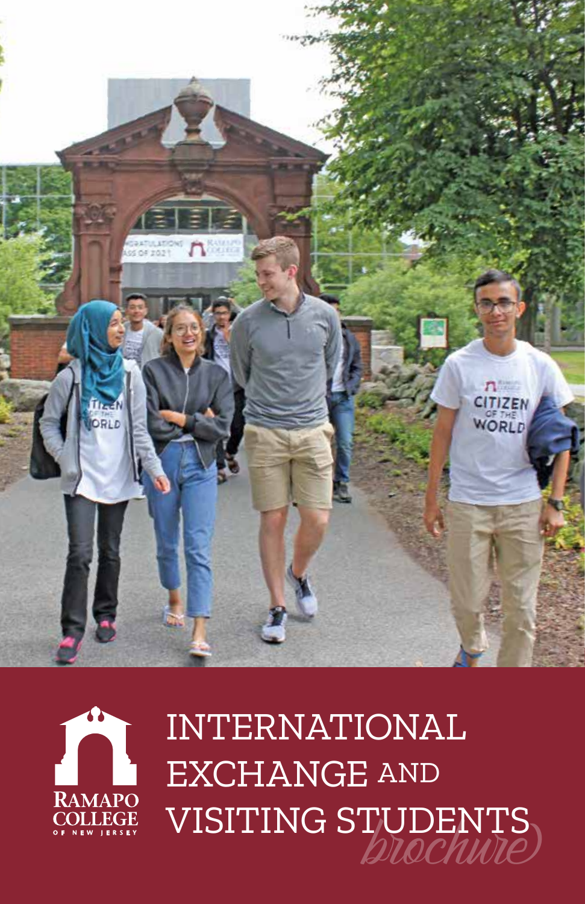RAMAPO COLLEGE OF NEW JERSEY

# INTERNATIONAL EXCHANGE AND VISITING STUDENTS

*brochure*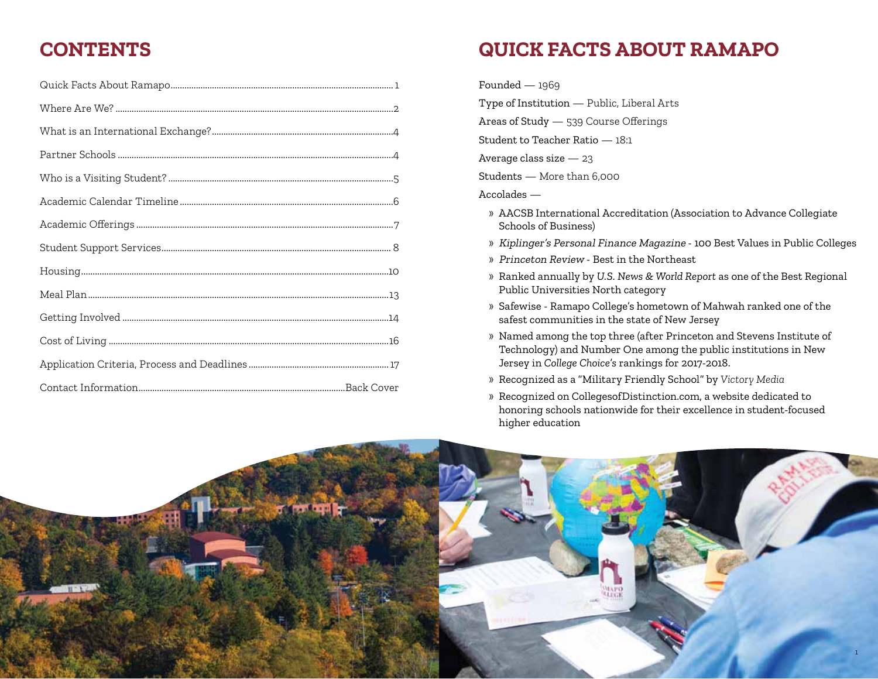# CONTENTS

| | |
|---|---|
| Quick Facts About Ramapo | 1 |
| Where Are We? | 2 |
| What is an International Exchange? | 4 |
| Partner Schools | 4 |
| Who is a Visiting Student? | 5 |
| Academic Calendar Timeline | 6 |
| Academic Offerings | 7 |
| Student Support Services | 8 |
| Housing | 10 |
| Meal Plan | 13 |
| Getting Involved | 14 |
| Cost of Living | 16 |
| Application Criteria, Process and Deadlines | 17 |
| Contact Information | Back Cover |

# QUICK FACTS ABOUT RAMAPO

Founded — 1969

Type of Institution — Public, Liberal Arts

Areas of Study — 539 Course Offerings

Student to Teacher Ratio — 18:1

Average class size — 23

Students — More than 6,000

Accolades —

- AACSB International Accreditation (Association to Advance Collegiate Schools of Business)
- *Kiplinger's Personal Finance Magazine* - 100 Best Values in Public Colleges
- *Princeton Review* - Best in the Northeast
- Ranked annually by *U.S. News & World Report* as one of the Best Regional Public Universities North category
- Safewise - Ramapo College's hometown of Mahwah ranked one of the safest communities in the state of New Jersey
- Named among the top three (after Princeton and Stevens Institute of Technology) and Number One among the public institutions in New Jersey in *College Choice's* rankings for 2017-2018.
- Recognized as a "Military Friendly School" by *Victory Media*
- Recognized on CollegesofDistinction.com, a website dedicated to honoring schools nationwide for their excellence in student-focused higher education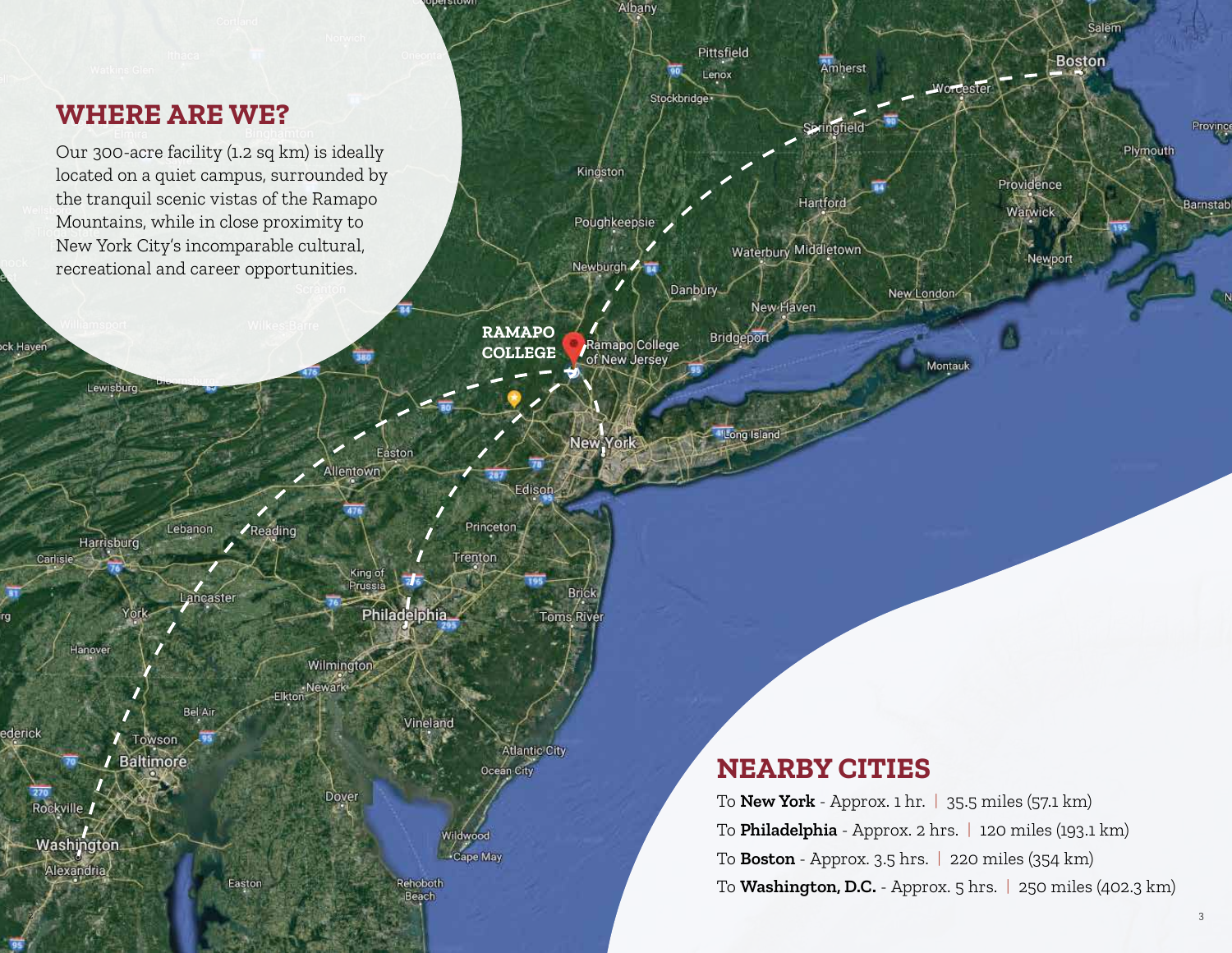## WHERE ARE WE?

Our 300-acre facility (1.2 sq km) is ideally located on a quiet campus, surrounded by the tranquil scenic vistas of the Ramapo Mountains, while in close proximity to New York City's incomparable cultural, recreational and career opportunities.

**RAMAPO COLLEGE**

## NEARBY CITIES

To **New York** - Approx. 1 hr. | 35.5 miles (57.1 km)

To **Philadelphia** - Approx. 2 hrs. | 120 miles (193.1 km)

To **Boston** - Approx. 3.5 hrs. | 220 miles (354 km)

To **Washington, D.C.** - Approx. 5 hrs. | 250 miles (402.3 km)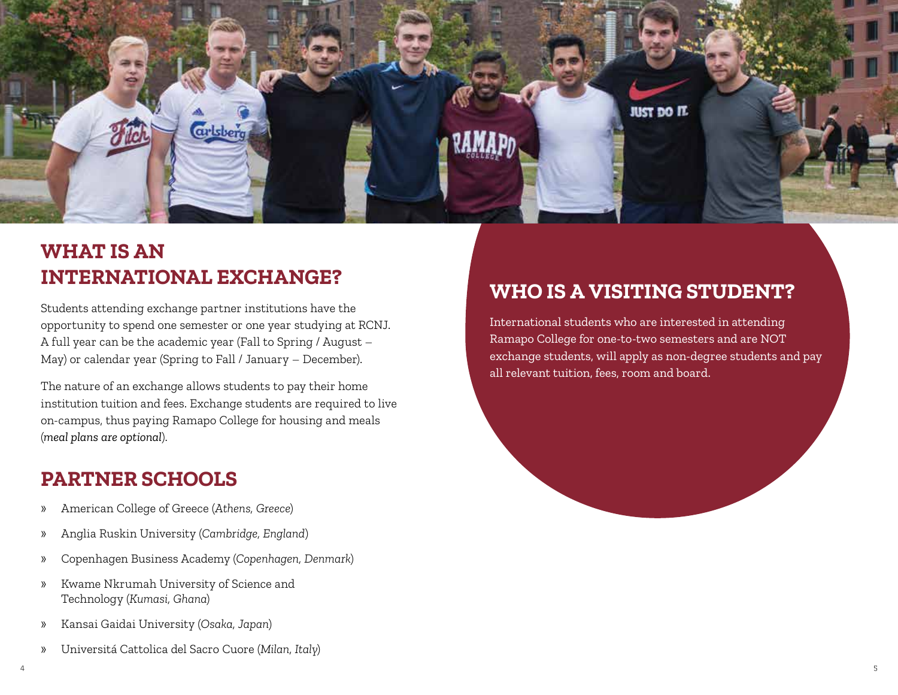## WHAT IS AN INTERNATIONAL EXCHANGE?

Students attending exchange partner institutions have the opportunity to spend one semester or one year studying at RCNJ. A full year can be the academic year (Fall to Spring / August – May) or calendar year (Spring to Fall / January – December).

The nature of an exchange allows students to pay their home institution tuition and fees. Exchange students are required to live on-campus, thus paying Ramapo College for housing and meals (*meal plans are optional*).

## PARTNER SCHOOLS

» American College of Greece (*Athens, Greece*)

» Anglia Ruskin University (*Cambridge, England*)

» Copenhagen Business Academy (*Copenhagen, Denmark*)

» Kwame Nkrumah University of Science and Technology (*Kumasi, Ghana*)

» Kansai Gaidai University (*Osaka, Japan*)

» Universitá Cattolica del Sacro Cuore (*Milan, Italy*)

## WHO IS A VISITING STUDENT?

International students who are interested in attending Ramapo College for one-to-two semesters and are NOT exchange students, will apply as non-degree students and pay all relevant tuition, fees, room and board.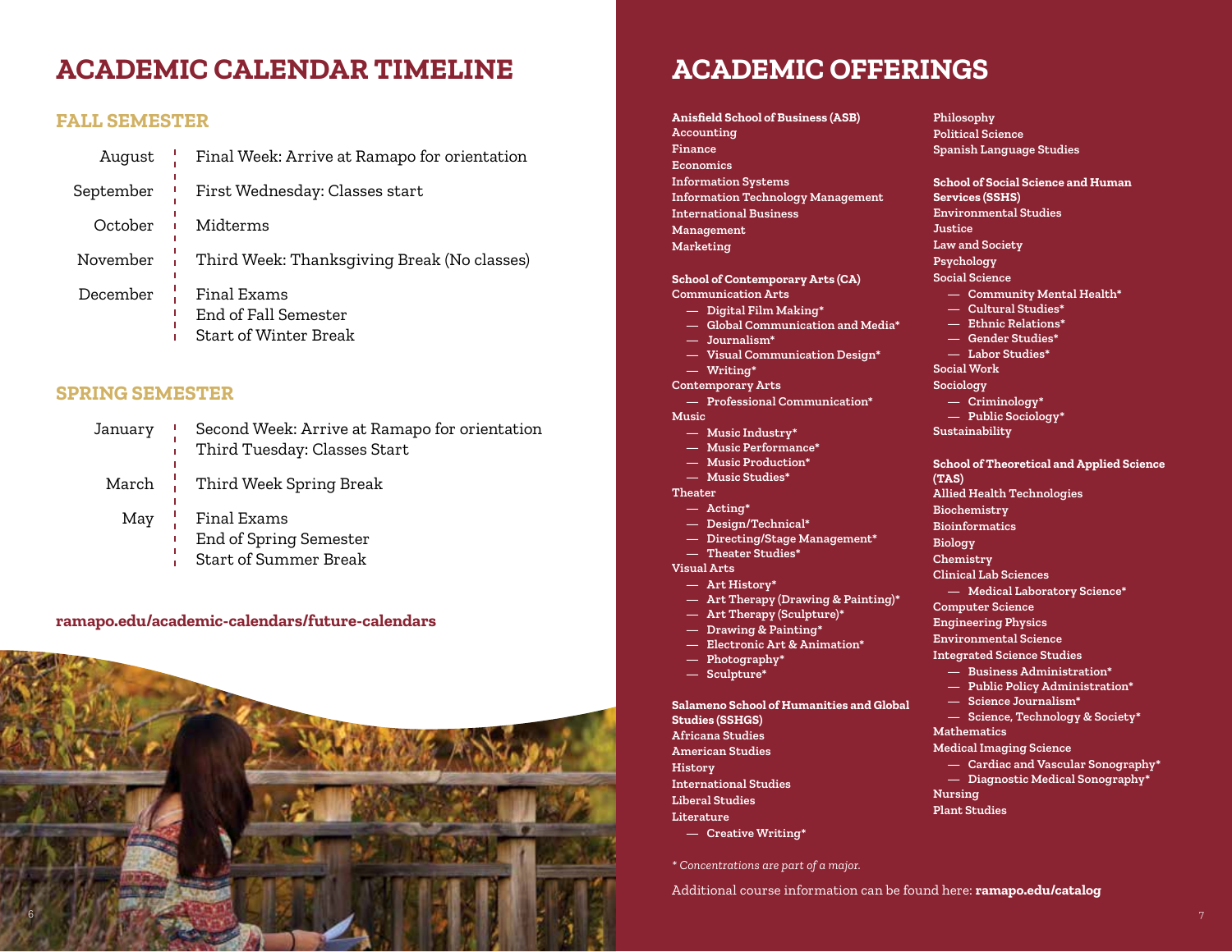# ACADEMIC CALENDAR TIMELINE

## FALL SEMESTER

| Month | Event |
| --- | --- |
| August | Final Week: Arrive at Ramapo for orientation |
| September | First Wednesday: Classes start |
| October | Midterms |
| November | Third Week: Thanksgiving Break (No classes) |
| December | Final Exams<br>End of Fall Semester<br>Start of Winter Break |

## SPRING SEMESTER

| Month | Event |
| --- | --- |
| January | Second Week: Arrive at Ramapo for orientation<br>Third Tuesday: Classes Start |
| March | Third Week Spring Break |
| May | Final Exams<br>End of Spring Semester<br>Start of Summer Break |

**ramapo.edu/academic-calendars/future-calendars**

# ACADEMIC OFFERINGS

**Anisfield School of Business (ASB)**
- Accounting
- Finance
- Economics
- Information Systems
- Information Technology Management
- International Business
- Management
- Marketing

**School of Contemporary Arts (CA)**
- Communication Arts
  - Digital Film Making*
  - Global Communication and Media*
  - Journalism*
  - Visual Communication Design*
  - Writing*
- Contemporary Arts
  - Professional Communication*
- Music
  - Music Industry*
  - Music Performance*
  - Music Production*
  - Music Studies*
- Theater
  - Acting*
  - Design/Technical*
  - Directing/Stage Management*
  - Theater Studies*
- Visual Arts
  - Art History*
  - Art Therapy (Drawing & Painting)*
  - Art Therapy (Sculpture)*
  - Drawing & Painting*
  - Electronic Art & Animation*
  - Photography*
  - Sculpture*

**Salameno School of Humanities and Global Studies (SSHGS)**
- Africana Studies
- American Studies
- History
- International Studies
- Liberal Studies
- Literature
  - Creative Writing*
- Philosophy
- Political Science
- Spanish Language Studies

**School of Social Science and Human Services (SSHS)**
- Environmental Studies
- Justice
- Law and Society
- Psychology
- Social Science
  - Community Mental Health*
  - Cultural Studies*
  - Ethnic Relations*
  - Gender Studies*
  - Labor Studies*
- Social Work
- Sociology
  - Criminology*
  - Public Sociology*
- Sustainability

**School of Theoretical and Applied Science (TAS)**
- Allied Health Technologies
- Biochemistry
- Bioinformatics
- Biology
- Chemistry
- Clinical Lab Sciences
  - Medical Laboratory Science*
- Computer Science
- Engineering Physics
- Environmental Science
- Integrated Science Studies
  - Business Administration*
  - Public Policy Administration*
  - Science Journalism*
  - Science, Technology & Society*
- Mathematics
- Medical Imaging Science
  - Cardiac and Vascular Sonography*
  - Diagnostic Medical Sonography*
- Nursing
- Plant Studies

*\* Concentrations are part of a major.*

Additional course information can be found here: **ramapo.edu/catalog**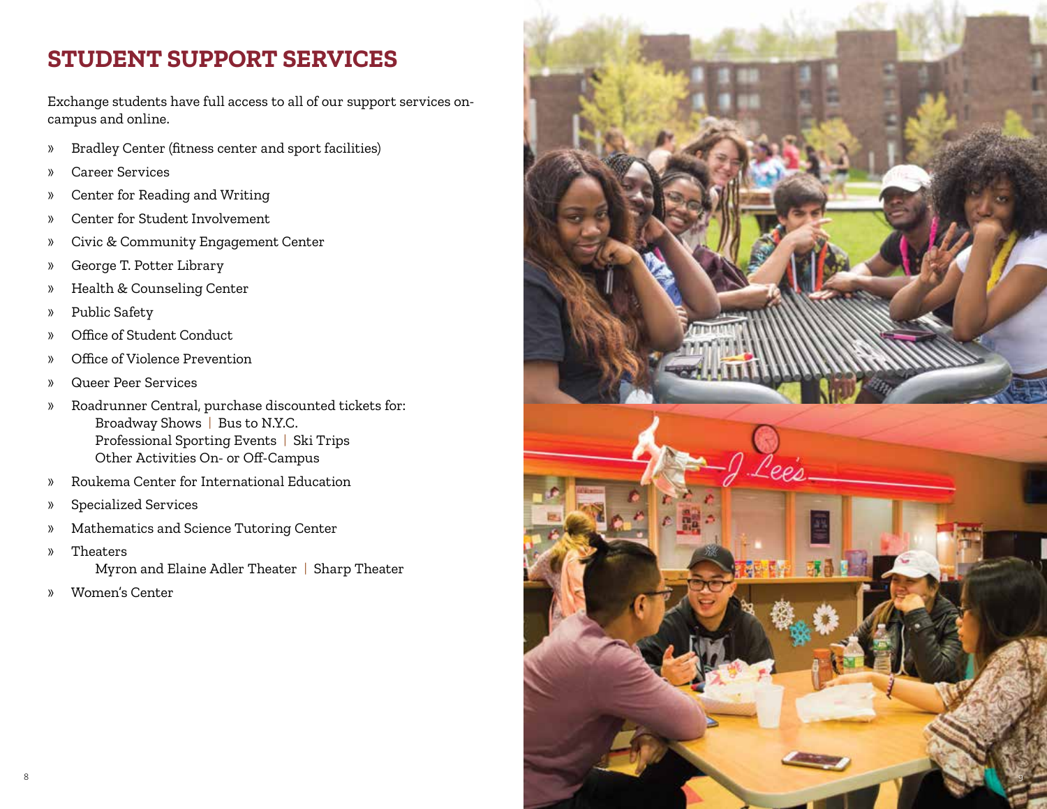## STUDENT SUPPORT SERVICES

Exchange students have full access to all of our support services on-campus and online.

- Bradley Center (fitness center and sport facilities)
- Career Services
- Center for Reading and Writing
- Center for Student Involvement
- Civic & Community Engagement Center
- George T. Potter Library
- Health & Counseling Center
- Public Safety
- Office of Student Conduct
- Office of Violence Prevention
- Queer Peer Services
- Roadrunner Central, purchase discounted tickets for:
  - Broadway Shows | Bus to N.Y.C.
  - Professional Sporting Events | Ski Trips
  - Other Activities On- or Off-Campus
- Roukema Center for International Education
- Specialized Services
- Mathematics and Science Tutoring Center
- Theaters
  - Myron and Elaine Adler Theater | Sharp Theater
- Women's Center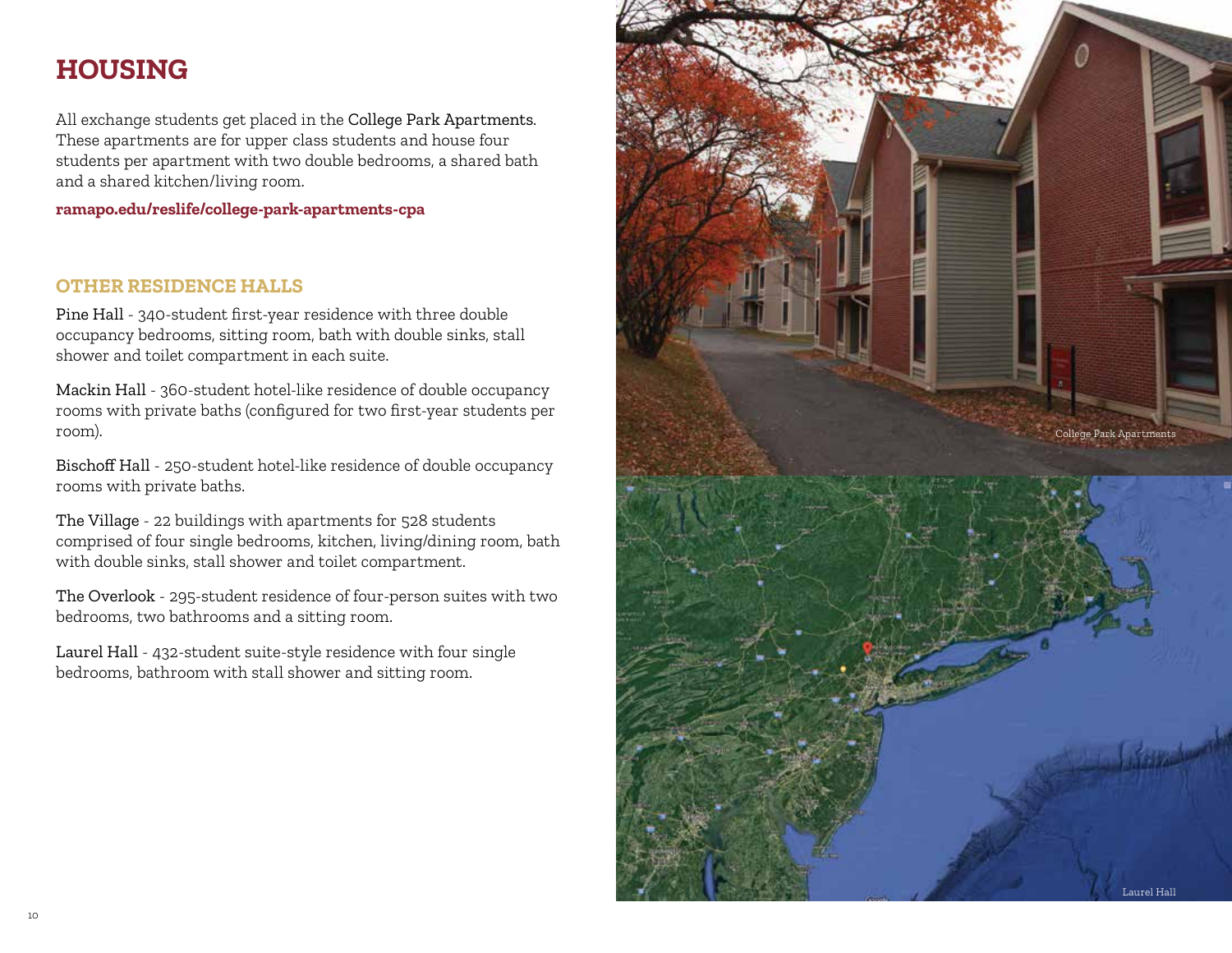# HOUSING

All exchange students get placed in the College Park Apartments. These apartments are for upper class students and house four students per apartment with two double bedrooms, a shared bath and a shared kitchen/living room.

**ramapo.edu/reslife/college-park-apartments-cpa**

## OTHER RESIDENCE HALLS

Pine Hall - 340-student first-year residence with three double occupancy bedrooms, sitting room, bath with double sinks, stall shower and toilet compartment in each suite.

Mackin Hall - 360-student hotel-like residence of double occupancy rooms with private baths (configured for two first-year students per room).

Bischoff Hall - 250-student hotel-like residence of double occupancy rooms with private baths.

The Village - 22 buildings with apartments for 528 students comprised of four single bedrooms, kitchen, living/dining room, bath with double sinks, stall shower and toilet compartment.

The Overlook - 295-student residence of four-person suites with two bedrooms, two bathrooms and a sitting room.

Laurel Hall - 432-student suite-style residence with four single bedrooms, bathroom with stall shower and sitting room.

College Park Apartments

Laurel Hall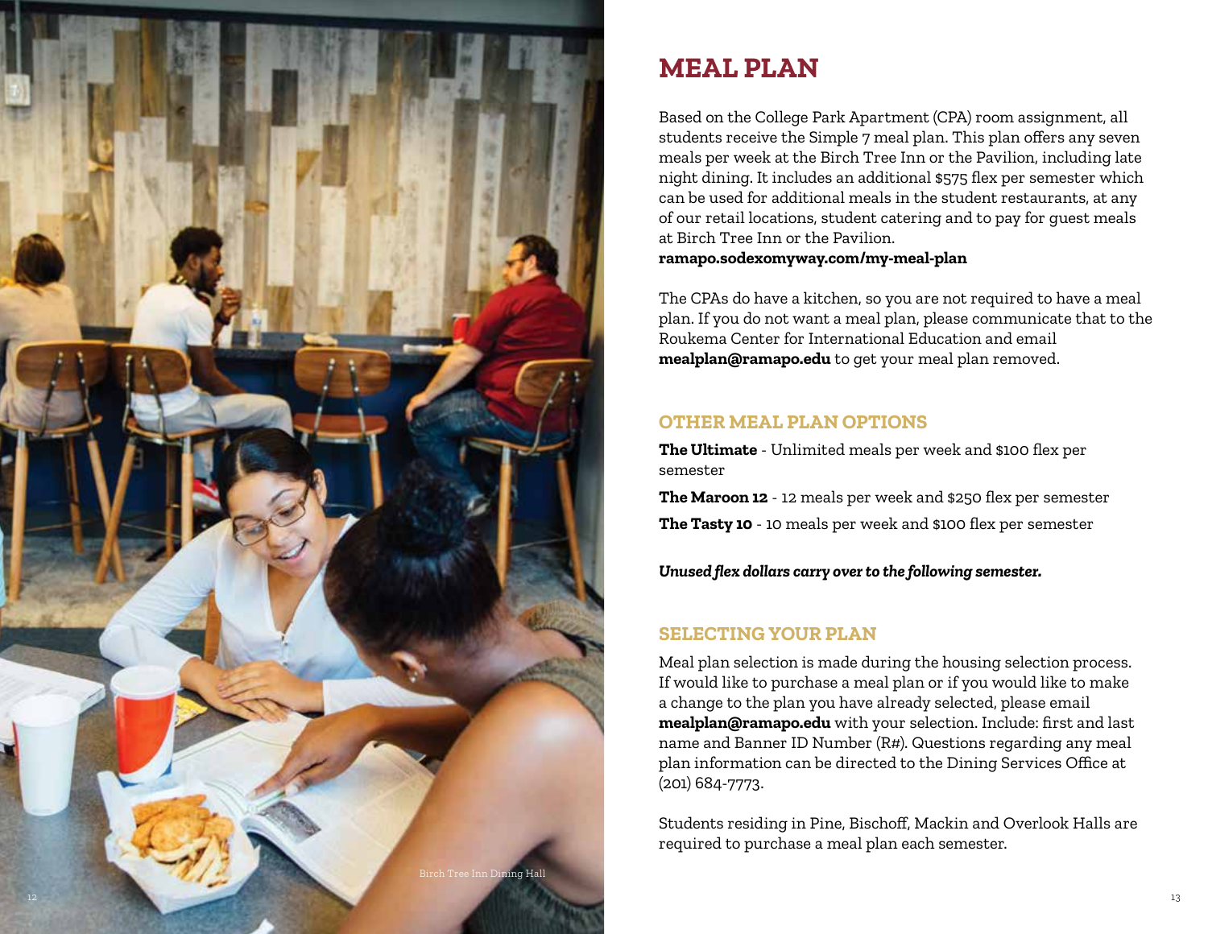Birch Tree Inn Dining Hall

# MEAL PLAN

Based on the College Park Apartment (CPA) room assignment, all students receive the Simple 7 meal plan. This plan offers any seven meals per week at the Birch Tree Inn or the Pavilion, including late night dining. It includes an additional $575 flex per semester which can be used for additional meals in the student restaurants, at any of our retail locations, student catering and to pay for guest meals at Birch Tree Inn or the Pavilion.
**ramapo.sodexomyway.com/my-meal-plan**

The CPAs do have a kitchen, so you are not required to have a meal plan. If you do not want a meal plan, please communicate that to the Roukema Center for International Education and email **mealplan@ramapo.edu** to get your meal plan removed.

## OTHER MEAL PLAN OPTIONS

**The Ultimate** - Unlimited meals per week and $100 flex per semester

**The Maroon 12** - 12 meals per week and $250 flex per semester

**The Tasty 10** - 10 meals per week and $100 flex per semester

***Unused flex dollars carry over to the following semester.***

## SELECTING YOUR PLAN

Meal plan selection is made during the housing selection process. If would like to purchase a meal plan or if you would like to make a change to the plan you have already selected, please email **mealplan@ramapo.edu** with your selection. Include: first and last name and Banner ID Number (R#). Questions regarding any meal plan information can be directed to the Dining Services Office at (201) 684-7773.

Students residing in Pine, Bischoff, Mackin and Overlook Halls are required to purchase a meal plan each semester.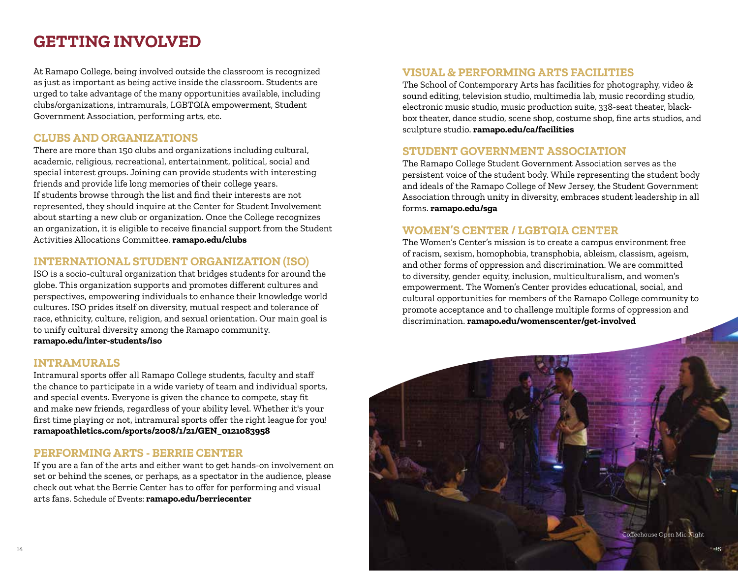# GETTING INVOLVED

At Ramapo College, being involved outside the classroom is recognized as just as important as being active inside the classroom. Students are urged to take advantage of the many opportunities available, including clubs/organizations, intramurals, LGBTQIA empowerment, Student Government Association, performing arts, etc.

## CLUBS AND ORGANIZATIONS

There are more than 150 clubs and organizations including cultural, academic, religious, recreational, entertainment, political, social and special interest groups. Joining can provide students with interesting friends and provide life long memories of their college years.
If students browse through the list and find their interests are not represented, they should inquire at the Center for Student Involvement about starting a new club or organization. Once the College recognizes an organization, it is eligible to receive financial support from the Student Activities Allocations Committee. **ramapo.edu/clubs**

## INTERNATIONAL STUDENT ORGANIZATION (ISO)

ISO is a socio-cultural organization that bridges students for around the globe. This organization supports and promotes different cultures and perspectives, empowering individuals to enhance their knowledge world cultures. ISO prides itself on diversity, mutual respect and tolerance of race, ethnicity, culture, religion, and sexual orientation. Our main goal is to unify cultural diversity among the Ramapo community.
**ramapo.edu/inter-students/iso**

## INTRAMURALS

Intramural sports offer all Ramapo College students, faculty and staff the chance to participate in a wide variety of team and individual sports, and special events. Everyone is given the chance to compete, stay fit and make new friends, regardless of your ability level. Whether it's your first time playing or not, intramural sports offer the right league for you!
**ramapoathletics.com/sports/2008/1/21/GEN_0121083958**

## PERFORMING ARTS - BERRIE CENTER

If you are a fan of the arts and either want to get hands-on involvement on set or behind the scenes, or perhaps, as a spectator in the audience, please check out what the Berrie Center has to offer for performing and visual arts fans. Schedule of Events: **ramapo.edu/berriecenter**

## VISUAL & PERFORMING ARTS FACILITIES

The School of Contemporary Arts has facilities for photography, video & sound editing, television studio, multimedia lab, music recording studio, electronic music studio, music production suite, 338-seat theater, black-box theater, dance studio, scene shop, costume shop, fine arts studios, and sculpture studio. **ramapo.edu/ca/facilities**

## STUDENT GOVERNMENT ASSOCIATION

The Ramapo College Student Government Association serves as the persistent voice of the student body. While representing the student body and ideals of the Ramapo College of New Jersey, the Student Government Association through unity in diversity, embraces student leadership in all forms. **ramapo.edu/sga**

## WOMEN'S CENTER / LGBTQIA CENTER

The Women's Center's mission is to create a campus environment free of racism, sexism, homophobia, transphobia, ableism, classism, ageism, and other forms of oppression and discrimination. We are committed to diversity, gender equity, inclusion, multiculturalism, and women's empowerment. The Women's Center provides educational, social, and cultural opportunities for members of the Ramapo College community to promote acceptance and to challenge multiple forms of oppression and discrimination. **ramapo.edu/womenscenter/get-involved**

Coffeehouse Open Mic Night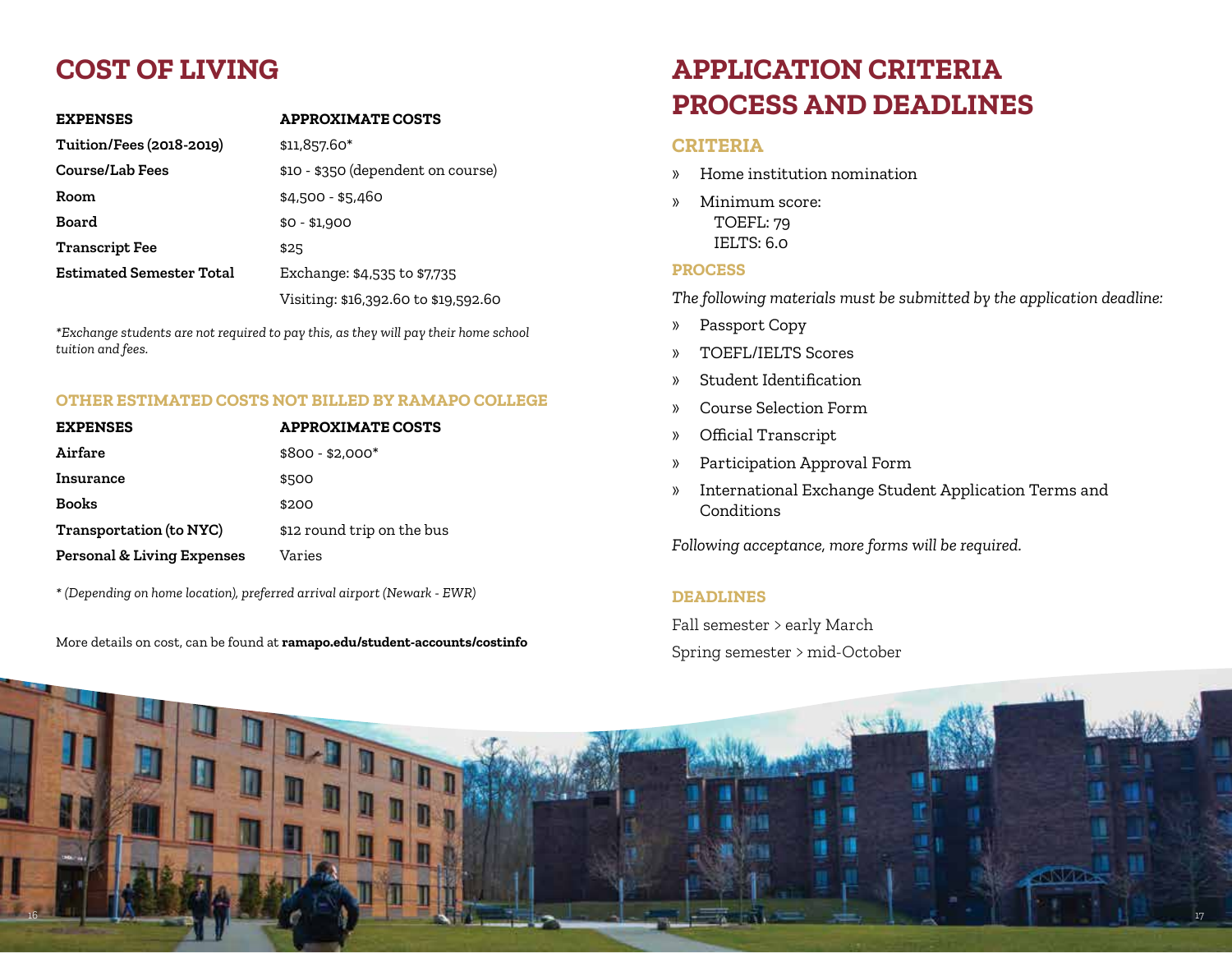# COST OF LIVING

| EXPENSES | APPROXIMATE COSTS |
|---|---|
| **Tuition/Fees (2018-2019)** | $11,857.60* |
| **Course/Lab Fees** | $10 - $350 (dependent on course) |
| **Room** | $4,500 - $5,460 |
| **Board** | $0 - $1,900 |
| **Transcript Fee** | $25 |
| **Estimated Semester Total** | Exchange: $4,535 to $7,735 |
| | Visiting: $16,392.60 to $19,592.60 |

*\*Exchange students are not required to pay this, as they will pay their home school tuition and fees.*

### OTHER ESTIMATED COSTS NOT BILLED BY RAMAPO COLLEGE

| EXPENSES | APPROXIMATE COSTS |
|---|---|
| **Airfare** | $800 - $2,000* |
| **Insurance** | $500 |
| **Books** | $200 |
| **Transportation (to NYC)** | $12 round trip on the bus |
| **Personal & Living Expenses** | Varies |

*\* (Depending on home location), preferred arrival airport (Newark - EWR)*

More details on cost, can be found at **ramapo.edu/student-accounts/costinfo**

# APPLICATION CRITERIA PROCESS AND DEADLINES

## CRITERIA

- Home institution nomination
- Minimum score:
  TOEFL: 79
  IELTS: 6.0

### PROCESS

*The following materials must be submitted by the application deadline:*

- Passport Copy
- TOEFL/IELTS Scores
- Student Identification
- Course Selection Form
- Official Transcript
- Participation Approval Form
- International Exchange Student Application Terms and Conditions

*Following acceptance, more forms will be required.*

### DEADLINES

Fall semester > early March

Spring semester > mid-October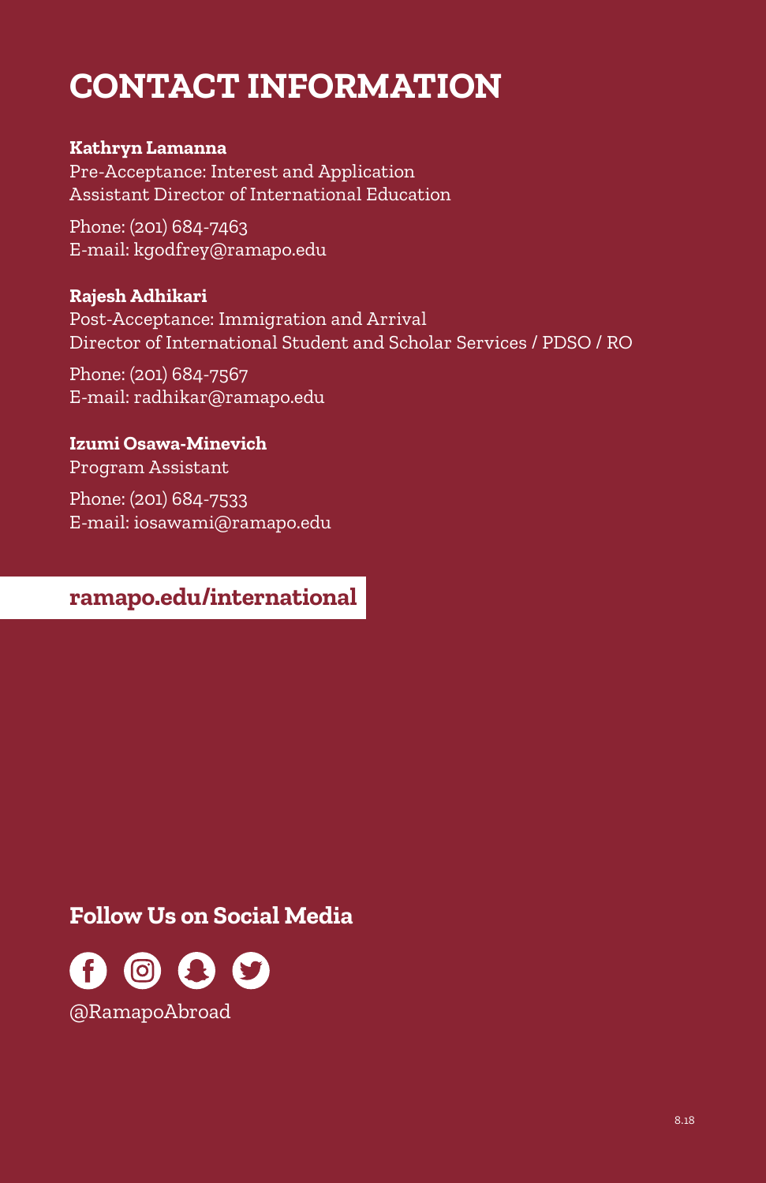# CONTACT INFORMATION

**Kathryn Lamanna**
Pre-Acceptance: Interest and Application
Assistant Director of International Education

Phone: (201) 684-7463
E-mail: kgodfrey@ramapo.edu

**Rajesh Adhikari**
Post-Acceptance: Immigration and Arrival
Director of International Student and Scholar Services / PDSO / RO

Phone: (201) 684-7567
E-mail: radhikar@ramapo.edu

**Izumi Osawa-Minevich**
Program Assistant

Phone: (201) 684-7533
E-mail: iosawami@ramapo.edu

**ramapo.edu/international**

## Follow Us on Social Media

@RamapoAbroad

8.18